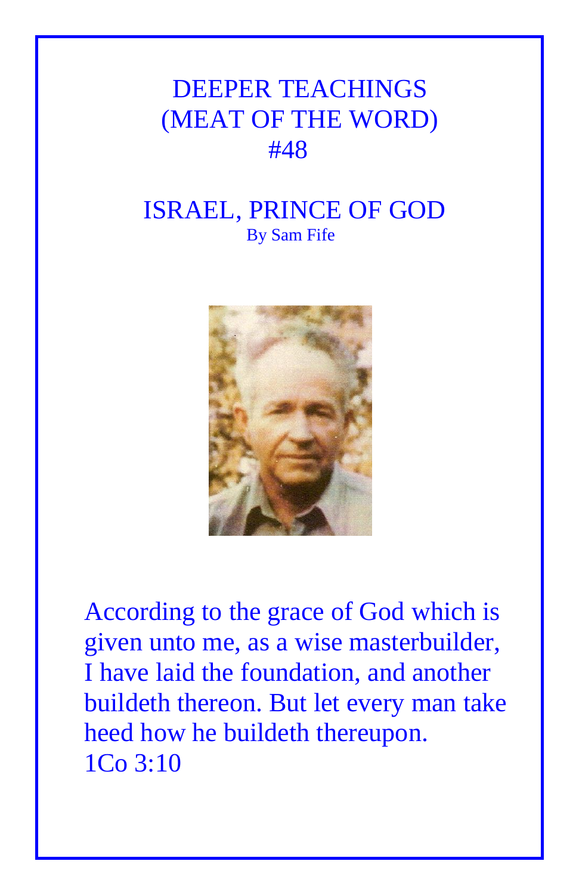# DEEPER TEACHINGS
# (MEAT OF THE WORD)
# #48

## ISRAEL, PRINCE OF GOD

By Sam Fife

According to the grace of God which is given unto me, as a wise masterbuilder, I have laid the foundation, and another buildeth thereon. But let every man take heed how he buildeth thereupon.
1Co 3:10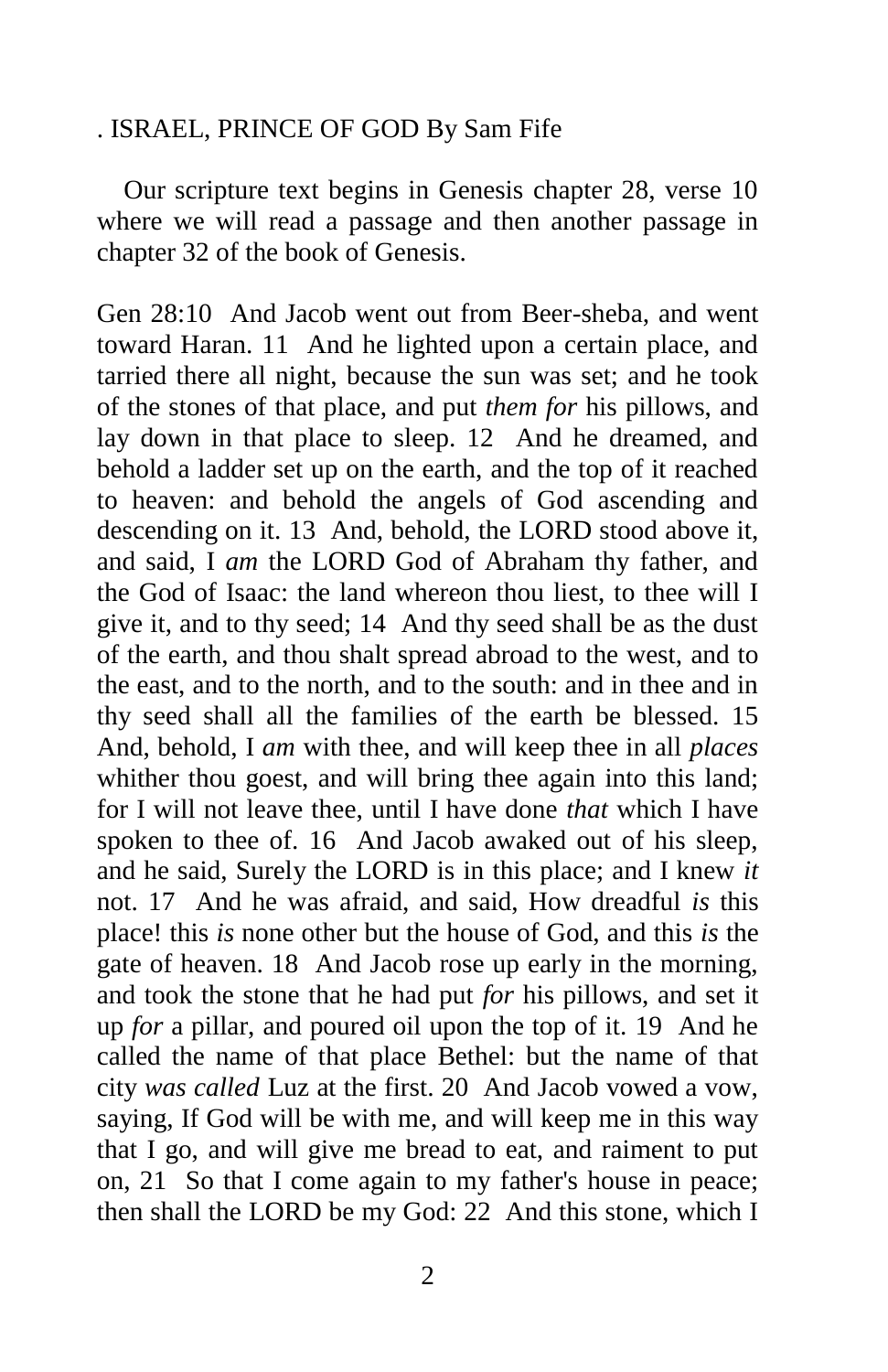. ISRAEL, PRINCE OF GOD By Sam Fife

Our scripture text begins in Genesis chapter 28, verse 10 where we will read a passage and then another passage in chapter 32 of the book of Genesis.

Gen 28:10 And Jacob went out from Beer-sheba, and went toward Haran. 11 And he lighted upon a certain place, and tarried there all night, because the sun was set; and he took of the stones of that place, and put *them for* his pillows, and lay down in that place to sleep. 12 And he dreamed, and behold a ladder set up on the earth, and the top of it reached to heaven: and behold the angels of God ascending and descending on it. 13 And, behold, the LORD stood above it, and said, I *am* the LORD God of Abraham thy father, and the God of Isaac: the land whereon thou liest, to thee will I give it, and to thy seed; 14 And thy seed shall be as the dust of the earth, and thou shalt spread abroad to the west, and to the east, and to the north, and to the south: and in thee and in thy seed shall all the families of the earth be blessed. 15 And, behold, I *am* with thee, and will keep thee in all *places* whither thou goest, and will bring thee again into this land; for I will not leave thee, until I have done *that* which I have spoken to thee of. 16 And Jacob awaked out of his sleep, and he said, Surely the LORD is in this place; and I knew *it* not. 17 And he was afraid, and said, How dreadful *is* this place! this *is* none other but the house of God, and this *is* the gate of heaven. 18 And Jacob rose up early in the morning, and took the stone that he had put *for* his pillows, and set it up *for* a pillar, and poured oil upon the top of it. 19 And he called the name of that place Bethel: but the name of that city *was called* Luz at the first. 20 And Jacob vowed a vow, saying, If God will be with me, and will keep me in this way that I go, and will give me bread to eat, and raiment to put on, 21 So that I come again to my father's house in peace; then shall the LORD be my God: 22 And this stone, which I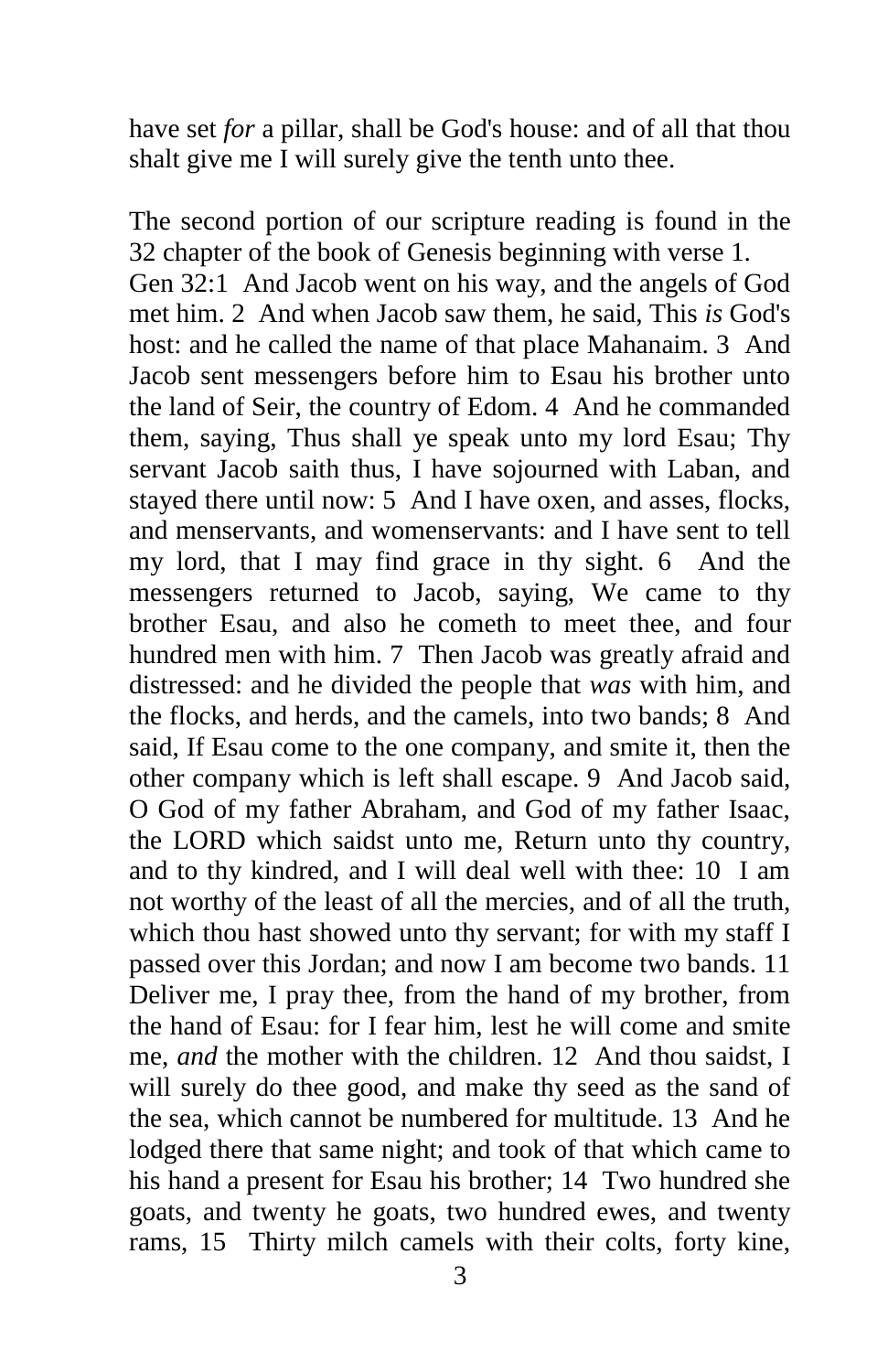have set *for* a pillar, shall be God's house: and of all that thou shalt give me I will surely give the tenth unto thee.

The second portion of our scripture reading is found in the 32 chapter of the book of Genesis beginning with verse 1.
Gen 32:1 And Jacob went on his way, and the angels of God met him. 2 And when Jacob saw them, he said, This *is* God's host: and he called the name of that place Mahanaim. 3 And Jacob sent messengers before him to Esau his brother unto the land of Seir, the country of Edom. 4 And he commanded them, saying, Thus shall ye speak unto my lord Esau; Thy servant Jacob saith thus, I have sojourned with Laban, and stayed there until now: 5 And I have oxen, and asses, flocks, and menservants, and womenservants: and I have sent to tell my lord, that I may find grace in thy sight. 6 And the messengers returned to Jacob, saying, We came to thy brother Esau, and also he cometh to meet thee, and four hundred men with him. 7 Then Jacob was greatly afraid and distressed: and he divided the people that *was* with him, and the flocks, and herds, and the camels, into two bands; 8 And said, If Esau come to the one company, and smite it, then the other company which is left shall escape. 9 And Jacob said, O God of my father Abraham, and God of my father Isaac, the LORD which saidst unto me, Return unto thy country, and to thy kindred, and I will deal well with thee: 10 I am not worthy of the least of all the mercies, and of all the truth, which thou hast showed unto thy servant; for with my staff I passed over this Jordan; and now I am become two bands. 11 Deliver me, I pray thee, from the hand of my brother, from the hand of Esau: for I fear him, lest he will come and smite me, *and* the mother with the children. 12 And thou saidst, I will surely do thee good, and make thy seed as the sand of the sea, which cannot be numbered for multitude. 13 And he lodged there that same night; and took of that which came to his hand a present for Esau his brother; 14 Two hundred she goats, and twenty he goats, two hundred ewes, and twenty rams, 15 Thirty milch camels with their colts, forty kine,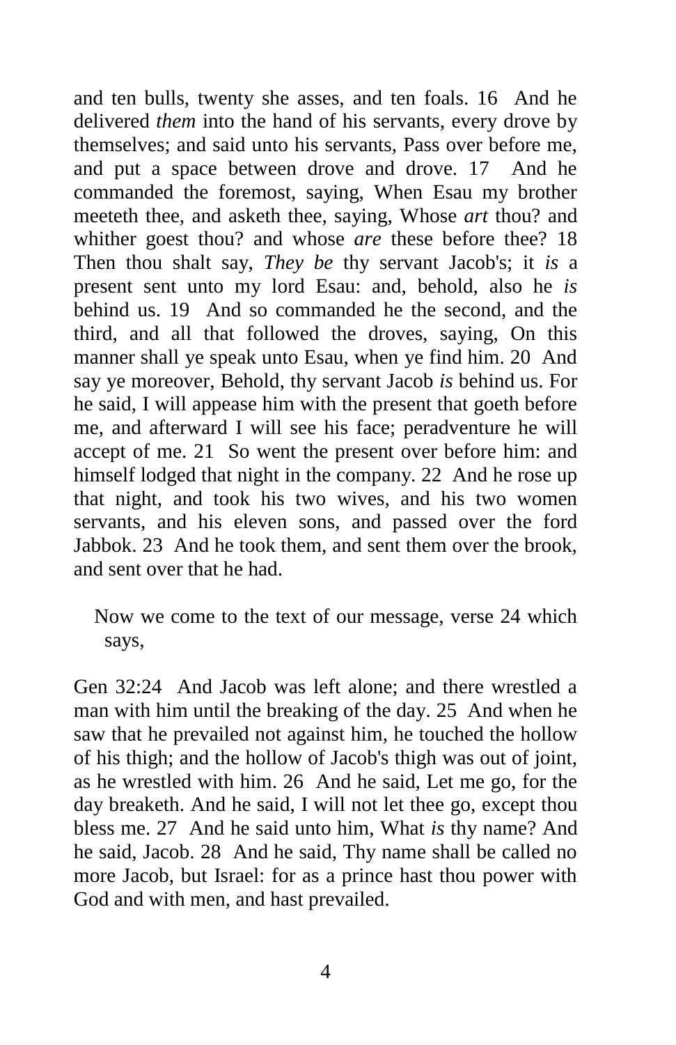and ten bulls, twenty she asses, and ten foals. 16 And he delivered *them* into the hand of his servants, every drove by themselves; and said unto his servants, Pass over before me, and put a space between drove and drove. 17 And he commanded the foremost, saying, When Esau my brother meeteth thee, and asketh thee, saying, Whose *art* thou? and whither goest thou? and whose *are* these before thee? 18 Then thou shalt say, *They be* thy servant Jacob's; it *is* a present sent unto my lord Esau: and, behold, also he *is* behind us. 19 And so commanded he the second, and the third, and all that followed the droves, saying, On this manner shall ye speak unto Esau, when ye find him. 20 And say ye moreover, Behold, thy servant Jacob *is* behind us. For he said, I will appease him with the present that goeth before me, and afterward I will see his face; peradventure he will accept of me. 21 So went the present over before him: and himself lodged that night in the company. 22 And he rose up that night, and took his two wives, and his two women servants, and his eleven sons, and passed over the ford Jabbok. 23 And he took them, and sent them over the brook, and sent over that he had.

Now we come to the text of our message, verse 24 which says,

Gen 32:24 And Jacob was left alone; and there wrestled a man with him until the breaking of the day. 25 And when he saw that he prevailed not against him, he touched the hollow of his thigh; and the hollow of Jacob's thigh was out of joint, as he wrestled with him. 26 And he said, Let me go, for the day breaketh. And he said, I will not let thee go, except thou bless me. 27 And he said unto him, What *is* thy name? And he said, Jacob. 28 And he said, Thy name shall be called no more Jacob, but Israel: for as a prince hast thou power with God and with men, and hast prevailed.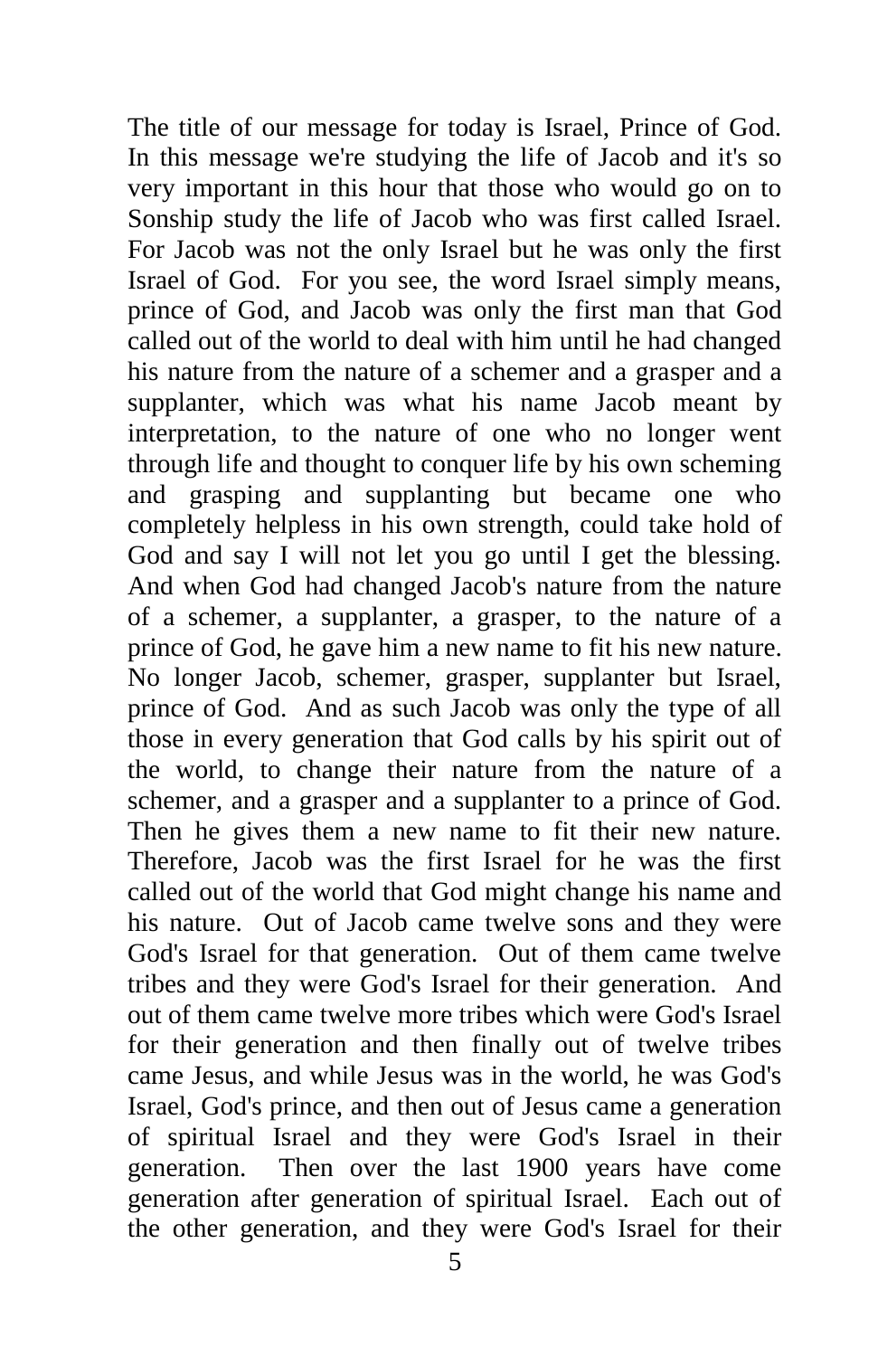The title of our message for today is Israel, Prince of God. In this message we're studying the life of Jacob and it's so very important in this hour that those who would go on to Sonship study the life of Jacob who was first called Israel. For Jacob was not the only Israel but he was only the first Israel of God. For you see, the word Israel simply means, prince of God, and Jacob was only the first man that God called out of the world to deal with him until he had changed his nature from the nature of a schemer and a grasper and a supplanter, which was what his name Jacob meant by interpretation, to the nature of one who no longer went through life and thought to conquer life by his own scheming and grasping and supplanting but became one who completely helpless in his own strength, could take hold of God and say I will not let you go until I get the blessing. And when God had changed Jacob's nature from the nature of a schemer, a supplanter, a grasper, to the nature of a prince of God, he gave him a new name to fit his new nature. No longer Jacob, schemer, grasper, supplanter but Israel, prince of God. And as such Jacob was only the type of all those in every generation that God calls by his spirit out of the world, to change their nature from the nature of a schemer, and a grasper and a supplanter to a prince of God. Then he gives them a new name to fit their new nature. Therefore, Jacob was the first Israel for he was the first called out of the world that God might change his name and his nature. Out of Jacob came twelve sons and they were God's Israel for that generation. Out of them came twelve tribes and they were God's Israel for their generation. And out of them came twelve more tribes which were God's Israel for their generation and then finally out of twelve tribes came Jesus, and while Jesus was in the world, he was God's Israel, God's prince, and then out of Jesus came a generation of spiritual Israel and they were God's Israel in their generation. Then over the last 1900 years have come generation after generation of spiritual Israel. Each out of the other generation, and they were God's Israel for their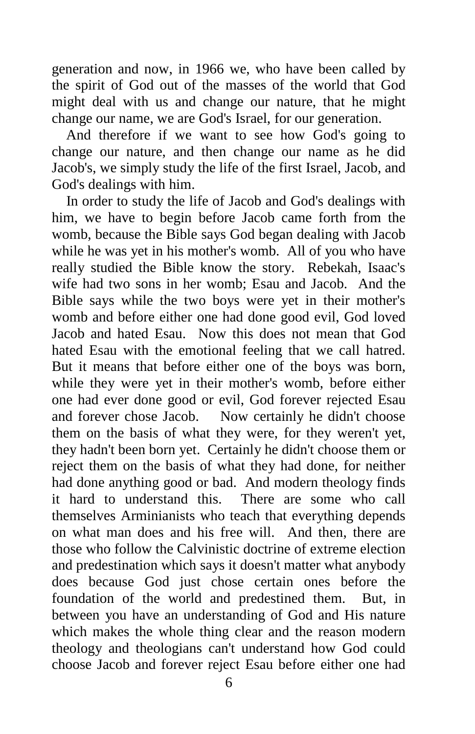generation and now, in 1966 we, who have been called by the spirit of God out of the masses of the world that God might deal with us and change our nature, that he might change our name, we are God's Israel, for our generation.

And therefore if we want to see how God's going to change our nature, and then change our name as he did Jacob's, we simply study the life of the first Israel, Jacob, and God's dealings with him.

In order to study the life of Jacob and God's dealings with him, we have to begin before Jacob came forth from the womb, because the Bible says God began dealing with Jacob while he was yet in his mother's womb. All of you who have really studied the Bible know the story. Rebekah, Isaac's wife had two sons in her womb; Esau and Jacob. And the Bible says while the two boys were yet in their mother's womb and before either one had done good evil, God loved Jacob and hated Esau. Now this does not mean that God hated Esau with the emotional feeling that we call hatred. But it means that before either one of the boys was born, while they were yet in their mother's womb, before either one had ever done good or evil, God forever rejected Esau and forever chose Jacob. Now certainly he didn't choose them on the basis of what they were, for they weren't yet, they hadn't been born yet. Certainly he didn't choose them or reject them on the basis of what they had done, for neither had done anything good or bad. And modern theology finds it hard to understand this. There are some who call themselves Arminianists who teach that everything depends on what man does and his free will. And then, there are those who follow the Calvinistic doctrine of extreme election and predestination which says it doesn't matter what anybody does because God just chose certain ones before the foundation of the world and predestined them. But, in between you have an understanding of God and His nature which makes the whole thing clear and the reason modern theology and theologians can't understand how God could choose Jacob and forever reject Esau before either one had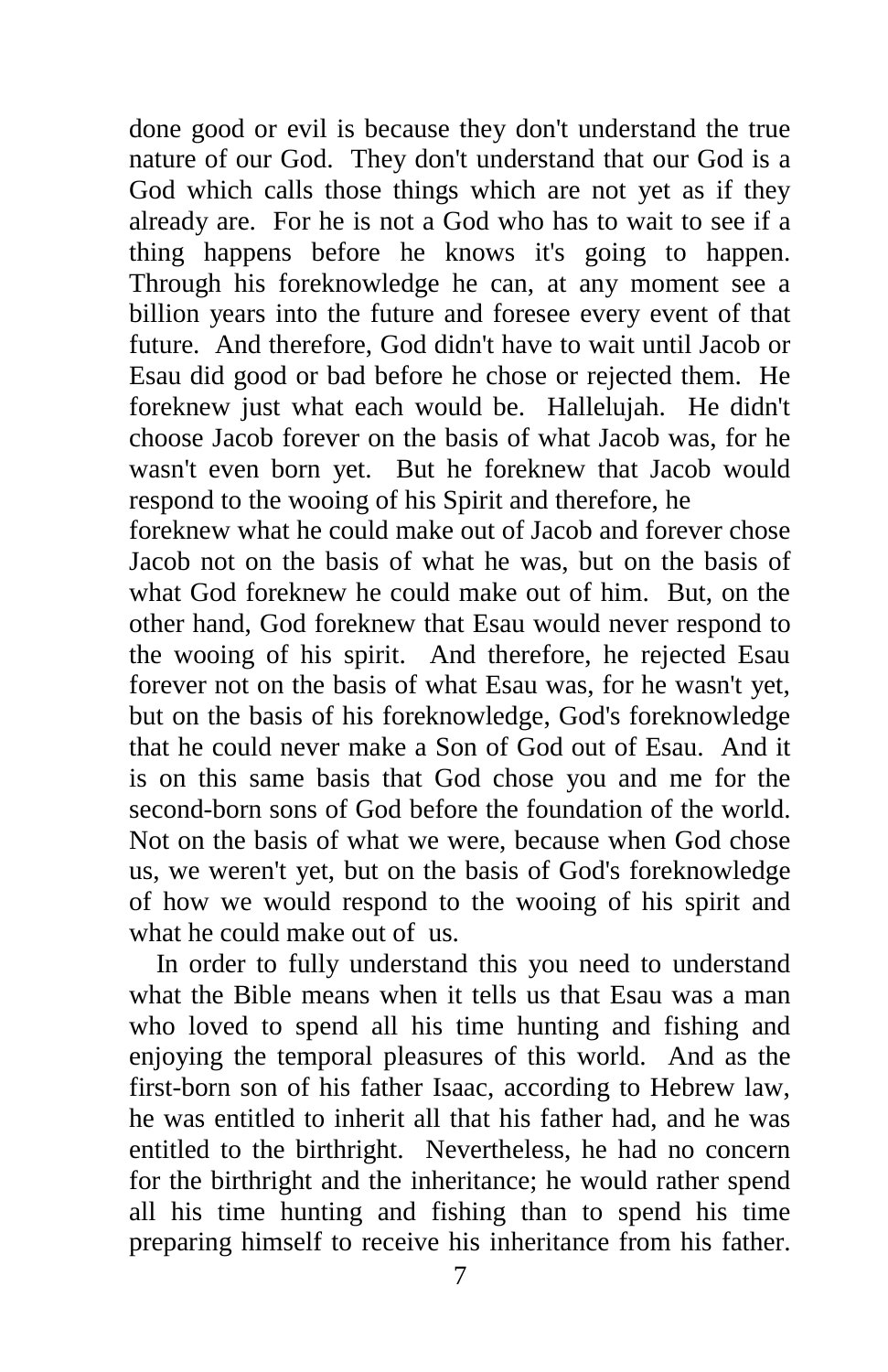done good or evil is because they don't understand the true nature of our God. They don't understand that our God is a God which calls those things which are not yet as if they already are. For he is not a God who has to wait to see if a thing happens before he knows it's going to happen. Through his foreknowledge he can, at any moment see a billion years into the future and foresee every event of that future. And therefore, God didn't have to wait until Jacob or Esau did good or bad before he chose or rejected them. He foreknew just what each would be. Hallelujah. He didn't choose Jacob forever on the basis of what Jacob was, for he wasn't even born yet. But he foreknew that Jacob would respond to the wooing of his Spirit and therefore, he foreknew what he could make out of Jacob and forever chose Jacob not on the basis of what he was, but on the basis of what God foreknew he could make out of him. But, on the other hand, God foreknew that Esau would never respond to the wooing of his spirit. And therefore, he rejected Esau forever not on the basis of what Esau was, for he wasn't yet, but on the basis of his foreknowledge, God's foreknowledge that he could never make a Son of God out of Esau. And it is on this same basis that God chose you and me for the second-born sons of God before the foundation of the world. Not on the basis of what we were, because when God chose us, we weren't yet, but on the basis of God's foreknowledge of how we would respond to the wooing of his spirit and what he could make out of us.

In order to fully understand this you need to understand what the Bible means when it tells us that Esau was a man who loved to spend all his time hunting and fishing and enjoying the temporal pleasures of this world. And as the first-born son of his father Isaac, according to Hebrew law, he was entitled to inherit all that his father had, and he was entitled to the birthright. Nevertheless, he had no concern for the birthright and the inheritance; he would rather spend all his time hunting and fishing than to spend his time preparing himself to receive his inheritance from his father.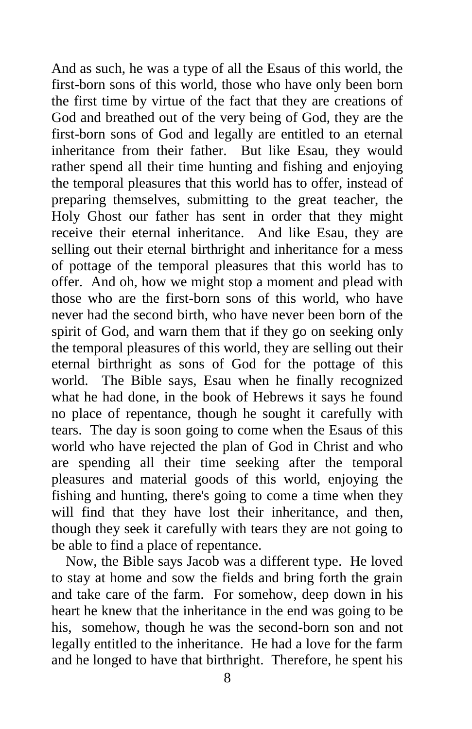And as such, he was a type of all the Esaus of this world, the first-born sons of this world, those who have only been born the first time by virtue of the fact that they are creations of God and breathed out of the very being of God, they are the first-born sons of God and legally are entitled to an eternal inheritance from their father. But like Esau, they would rather spend all their time hunting and fishing and enjoying the temporal pleasures that this world has to offer, instead of preparing themselves, submitting to the great teacher, the Holy Ghost our father has sent in order that they might receive their eternal inheritance. And like Esau, they are selling out their eternal birthright and inheritance for a mess of pottage of the temporal pleasures that this world has to offer. And oh, how we might stop a moment and plead with those who are the first-born sons of this world, who have never had the second birth, who have never been born of the spirit of God, and warn them that if they go on seeking only the temporal pleasures of this world, they are selling out their eternal birthright as sons of God for the pottage of this world. The Bible says, Esau when he finally recognized what he had done, in the book of Hebrews it says he found no place of repentance, though he sought it carefully with tears. The day is soon going to come when the Esaus of this world who have rejected the plan of God in Christ and who are spending all their time seeking after the temporal pleasures and material goods of this world, enjoying the fishing and hunting, there's going to come a time when they will find that they have lost their inheritance, and then, though they seek it carefully with tears they are not going to be able to find a place of repentance.

Now, the Bible says Jacob was a different type. He loved to stay at home and sow the fields and bring forth the grain and take care of the farm. For somehow, deep down in his heart he knew that the inheritance in the end was going to be his, somehow, though he was the second-born son and not legally entitled to the inheritance. He had a love for the farm and he longed to have that birthright. Therefore, he spent his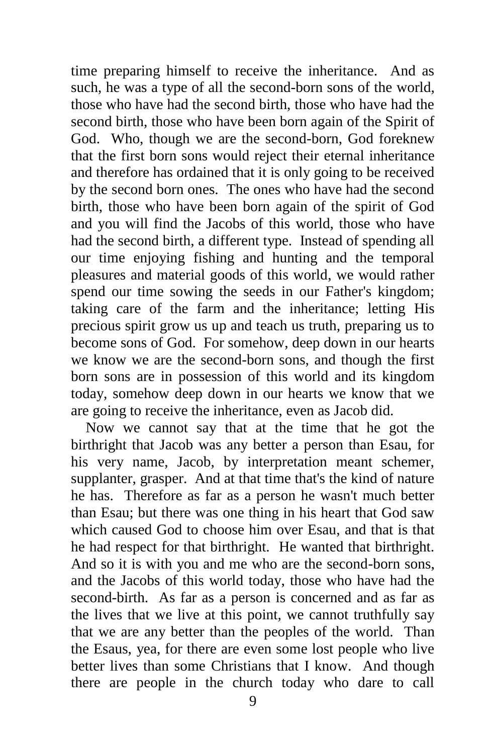time preparing himself to receive the inheritance. And as such, he was a type of all the second-born sons of the world, those who have had the second birth, those who have had the second birth, those who have been born again of the Spirit of God. Who, though we are the second-born, God foreknew that the first born sons would reject their eternal inheritance and therefore has ordained that it is only going to be received by the second born ones. The ones who have had the second birth, those who have been born again of the spirit of God and you will find the Jacobs of this world, those who have had the second birth, a different type. Instead of spending all our time enjoying fishing and hunting and the temporal pleasures and material goods of this world, we would rather spend our time sowing the seeds in our Father's kingdom; taking care of the farm and the inheritance; letting His precious spirit grow us up and teach us truth, preparing us to become sons of God. For somehow, deep down in our hearts we know we are the second-born sons, and though the first born sons are in possession of this world and its kingdom today, somehow deep down in our hearts we know that we are going to receive the inheritance, even as Jacob did.

Now we cannot say that at the time that he got the birthright that Jacob was any better a person than Esau, for his very name, Jacob, by interpretation meant schemer, supplanter, grasper. And at that time that's the kind of nature he has. Therefore as far as a person he wasn't much better than Esau; but there was one thing in his heart that God saw which caused God to choose him over Esau, and that is that he had respect for that birthright. He wanted that birthright. And so it is with you and me who are the second-born sons, and the Jacobs of this world today, those who have had the second-birth. As far as a person is concerned and as far as the lives that we live at this point, we cannot truthfully say that we are any better than the peoples of the world. Than the Esaus, yea, for there are even some lost people who live better lives than some Christians that I know. And though there are people in the church today who dare to call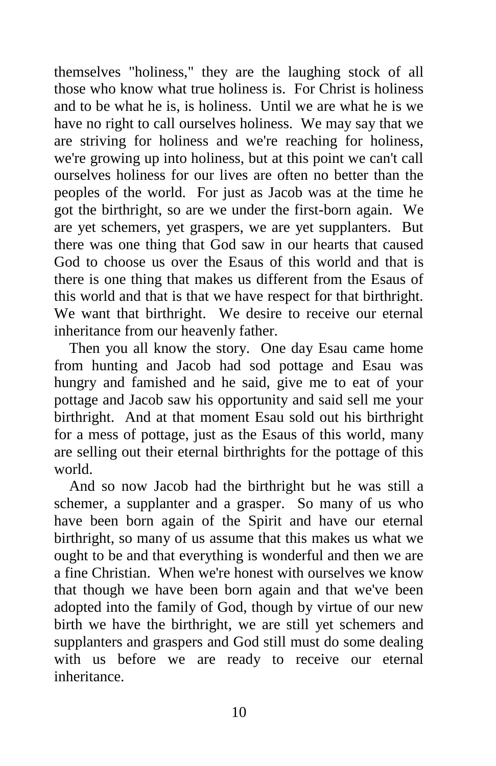themselves "holiness," they are the laughing stock of all those who know what true holiness is. For Christ is holiness and to be what he is, is holiness. Until we are what he is we have no right to call ourselves holiness. We may say that we are striving for holiness and we're reaching for holiness, we're growing up into holiness, but at this point we can't call ourselves holiness for our lives are often no better than the peoples of the world. For just as Jacob was at the time he got the birthright, so are we under the first-born again. We are yet schemers, yet graspers, we are yet supplanters. But there was one thing that God saw in our hearts that caused God to choose us over the Esaus of this world and that is there is one thing that makes us different from the Esaus of this world and that is that we have respect for that birthright. We want that birthright. We desire to receive our eternal inheritance from our heavenly father.

Then you all know the story. One day Esau came home from hunting and Jacob had sod pottage and Esau was hungry and famished and he said, give me to eat of your pottage and Jacob saw his opportunity and said sell me your birthright. And at that moment Esau sold out his birthright for a mess of pottage, just as the Esaus of this world, many are selling out their eternal birthrights for the pottage of this world.

And so now Jacob had the birthright but he was still a schemer, a supplanter and a grasper. So many of us who have been born again of the Spirit and have our eternal birthright, so many of us assume that this makes us what we ought to be and that everything is wonderful and then we are a fine Christian. When we're honest with ourselves we know that though we have been born again and that we've been adopted into the family of God, though by virtue of our new birth we have the birthright, we are still yet schemers and supplanters and graspers and God still must do some dealing with us before we are ready to receive our eternal inheritance.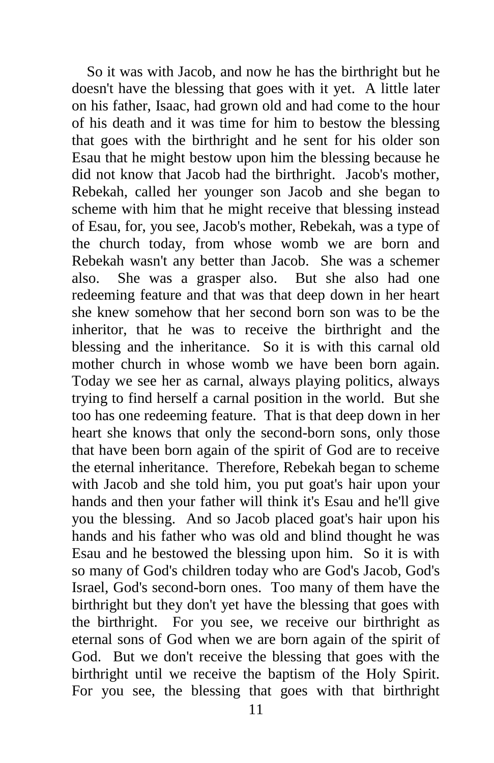So it was with Jacob, and now he has the birthright but he doesn't have the blessing that goes with it yet. A little later on his father, Isaac, had grown old and had come to the hour of his death and it was time for him to bestow the blessing that goes with the birthright and he sent for his older son Esau that he might bestow upon him the blessing because he did not know that Jacob had the birthright. Jacob's mother, Rebekah, called her younger son Jacob and she began to scheme with him that he might receive that blessing instead of Esau, for, you see, Jacob's mother, Rebekah, was a type of the church today, from whose womb we are born and Rebekah wasn't any better than Jacob. She was a schemer also. She was a grasper also. But she also had one redeeming feature and that was that deep down in her heart she knew somehow that her second born son was to be the inheritor, that he was to receive the birthright and the blessing and the inheritance. So it is with this carnal old mother church in whose womb we have been born again. Today we see her as carnal, always playing politics, always trying to find herself a carnal position in the world. But she too has one redeeming feature. That is that deep down in her heart she knows that only the second-born sons, only those that have been born again of the spirit of God are to receive the eternal inheritance. Therefore, Rebekah began to scheme with Jacob and she told him, you put goat's hair upon your hands and then your father will think it's Esau and he'll give you the blessing. And so Jacob placed goat's hair upon his hands and his father who was old and blind thought he was Esau and he bestowed the blessing upon him. So it is with so many of God's children today who are God's Jacob, God's Israel, God's second-born ones. Too many of them have the birthright but they don't yet have the blessing that goes with the birthright. For you see, we receive our birthright as eternal sons of God when we are born again of the spirit of God. But we don't receive the blessing that goes with the birthright until we receive the baptism of the Holy Spirit. For you see, the blessing that goes with that birthright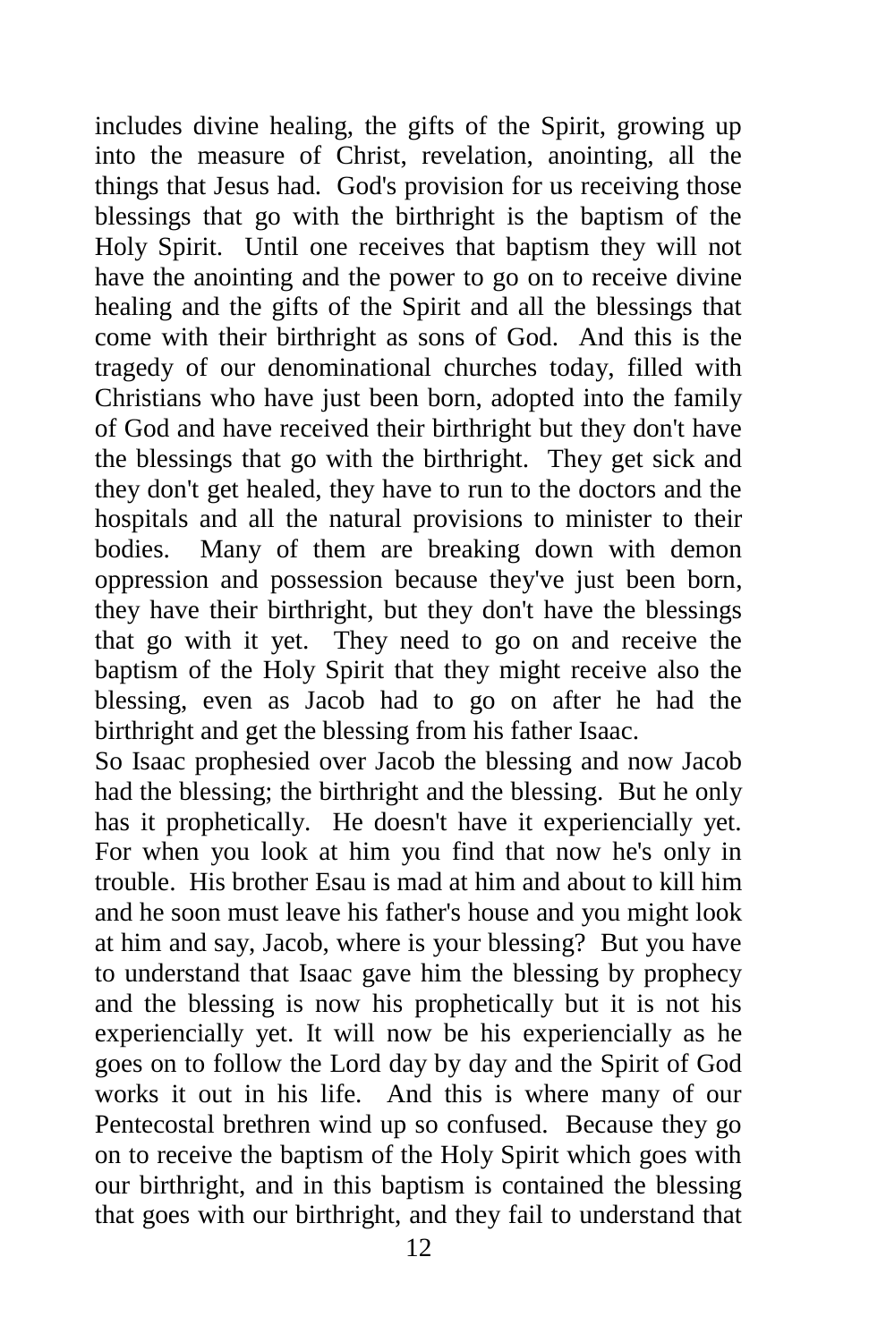includes divine healing, the gifts of the Spirit, growing up into the measure of Christ, revelation, anointing, all the things that Jesus had. God's provision for us receiving those blessings that go with the birthright is the baptism of the Holy Spirit. Until one receives that baptism they will not have the anointing and the power to go on to receive divine healing and the gifts of the Spirit and all the blessings that come with their birthright as sons of God. And this is the tragedy of our denominational churches today, filled with Christians who have just been born, adopted into the family of God and have received their birthright but they don't have the blessings that go with the birthright. They get sick and they don't get healed, they have to run to the doctors and the hospitals and all the natural provisions to minister to their bodies. Many of them are breaking down with demon oppression and possession because they've just been born, they have their birthright, but they don't have the blessings that go with it yet. They need to go on and receive the baptism of the Holy Spirit that they might receive also the blessing, even as Jacob had to go on after he had the birthright and get the blessing from his father Isaac.

So Isaac prophesied over Jacob the blessing and now Jacob had the blessing; the birthright and the blessing. But he only has it prophetically. He doesn't have it experiencially yet. For when you look at him you find that now he's only in trouble. His brother Esau is mad at him and about to kill him and he soon must leave his father's house and you might look at him and say, Jacob, where is your blessing? But you have to understand that Isaac gave him the blessing by prophecy and the blessing is now his prophetically but it is not his experiencially yet. It will now be his experiencially as he goes on to follow the Lord day by day and the Spirit of God works it out in his life. And this is where many of our Pentecostal brethren wind up so confused. Because they go on to receive the baptism of the Holy Spirit which goes with our birthright, and in this baptism is contained the blessing that goes with our birthright, and they fail to understand that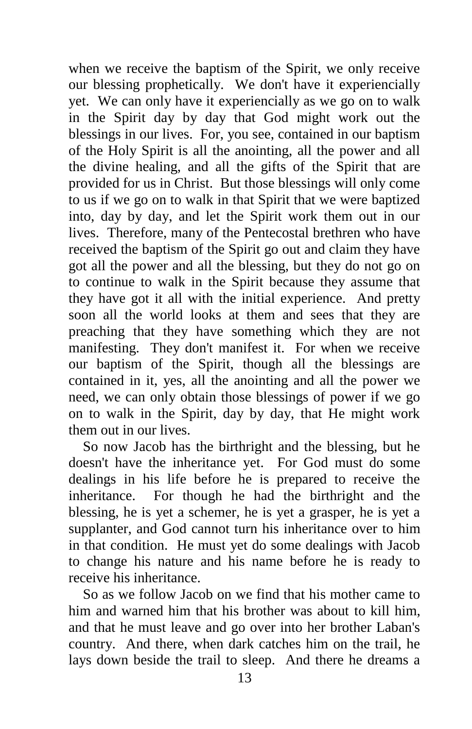when we receive the baptism of the Spirit, we only receive our blessing prophetically. We don't have it experiencially yet. We can only have it experiencially as we go on to walk in the Spirit day by day that God might work out the blessings in our lives. For, you see, contained in our baptism of the Holy Spirit is all the anointing, all the power and all the divine healing, and all the gifts of the Spirit that are provided for us in Christ. But those blessings will only come to us if we go on to walk in that Spirit that we were baptized into, day by day, and let the Spirit work them out in our lives. Therefore, many of the Pentecostal brethren who have received the baptism of the Spirit go out and claim they have got all the power and all the blessing, but they do not go on to continue to walk in the Spirit because they assume that they have got it all with the initial experience. And pretty soon all the world looks at them and sees that they are preaching that they have something which they are not manifesting. They don't manifest it. For when we receive our baptism of the Spirit, though all the blessings are contained in it, yes, all the anointing and all the power we need, we can only obtain those blessings of power if we go on to walk in the Spirit, day by day, that He might work them out in our lives.

So now Jacob has the birthright and the blessing, but he doesn't have the inheritance yet. For God must do some dealings in his life before he is prepared to receive the inheritance. For though he had the birthright and the blessing, he is yet a schemer, he is yet a grasper, he is yet a supplanter, and God cannot turn his inheritance over to him in that condition. He must yet do some dealings with Jacob to change his nature and his name before he is ready to receive his inheritance.

So as we follow Jacob on we find that his mother came to him and warned him that his brother was about to kill him, and that he must leave and go over into her brother Laban's country. And there, when dark catches him on the trail, he lays down beside the trail to sleep. And there he dreams a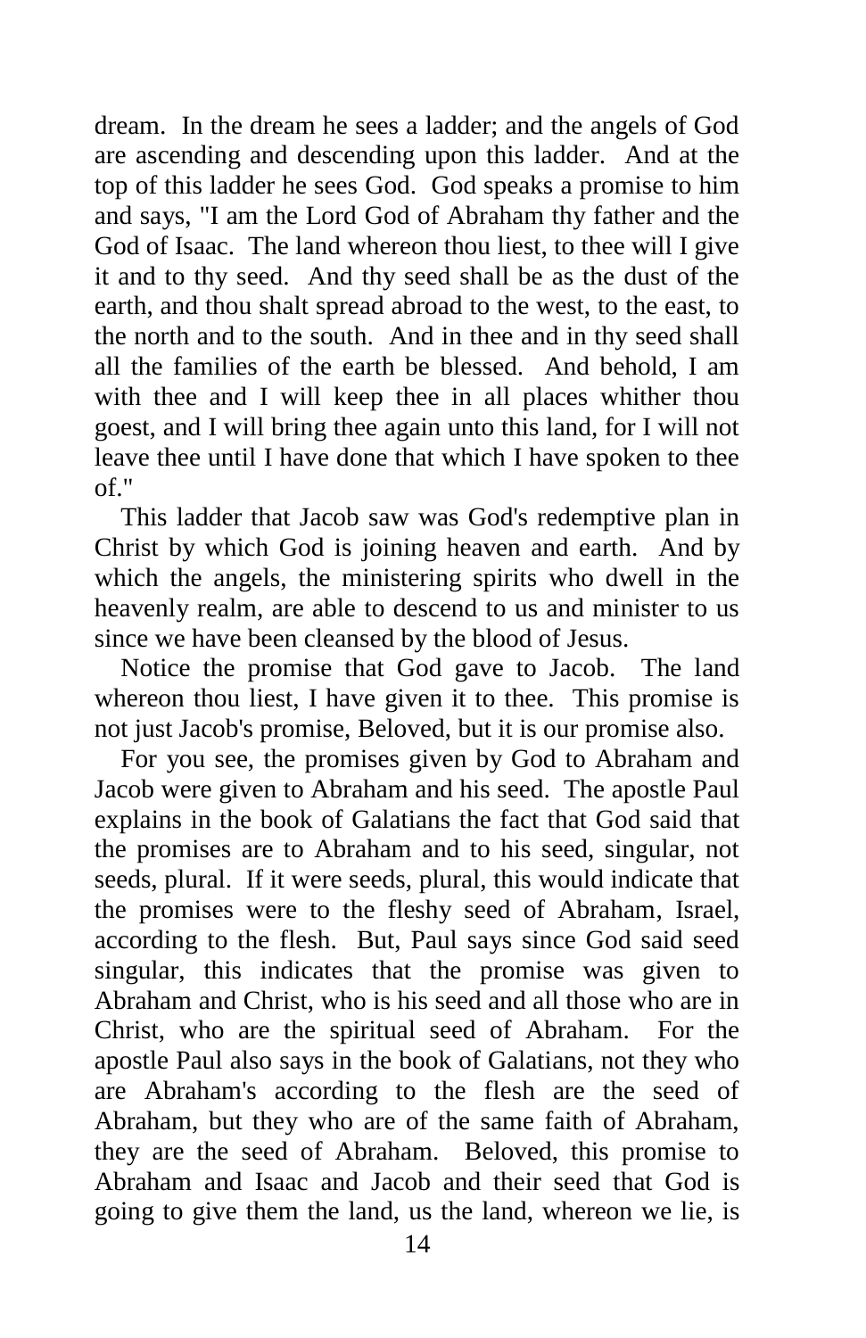dream. In the dream he sees a ladder; and the angels of God are ascending and descending upon this ladder. And at the top of this ladder he sees God. God speaks a promise to him and says, "I am the Lord God of Abraham thy father and the God of Isaac. The land whereon thou liest, to thee will I give it and to thy seed. And thy seed shall be as the dust of the earth, and thou shalt spread abroad to the west, to the east, to the north and to the south. And in thee and in thy seed shall all the families of the earth be blessed. And behold, I am with thee and I will keep thee in all places whither thou goest, and I will bring thee again unto this land, for I will not leave thee until I have done that which I have spoken to thee of."

This ladder that Jacob saw was God's redemptive plan in Christ by which God is joining heaven and earth. And by which the angels, the ministering spirits who dwell in the heavenly realm, are able to descend to us and minister to us since we have been cleansed by the blood of Jesus.

Notice the promise that God gave to Jacob. The land whereon thou liest, I have given it to thee. This promise is not just Jacob's promise, Beloved, but it is our promise also.

For you see, the promises given by God to Abraham and Jacob were given to Abraham and his seed. The apostle Paul explains in the book of Galatians the fact that God said that the promises are to Abraham and to his seed, singular, not seeds, plural. If it were seeds, plural, this would indicate that the promises were to the fleshy seed of Abraham, Israel, according to the flesh. But, Paul says since God said seed singular, this indicates that the promise was given to Abraham and Christ, who is his seed and all those who are in Christ, who are the spiritual seed of Abraham. For the apostle Paul also says in the book of Galatians, not they who are Abraham's according to the flesh are the seed of Abraham, but they who are of the same faith of Abraham, they are the seed of Abraham. Beloved, this promise to Abraham and Isaac and Jacob and their seed that God is going to give them the land, us the land, whereon we lie, is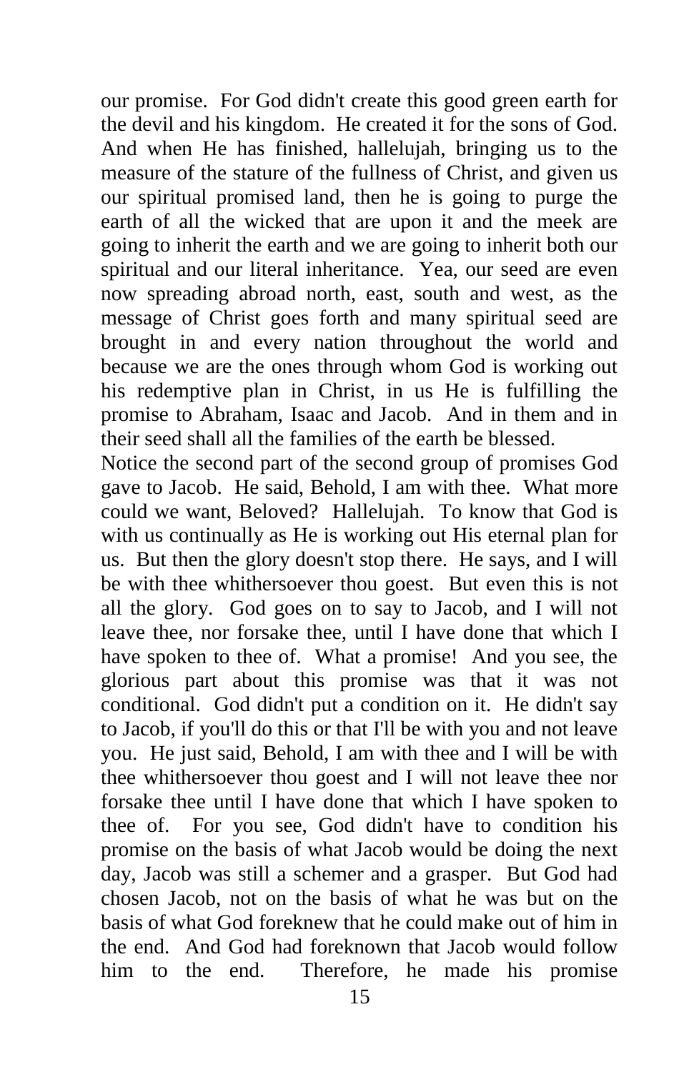our promise. For God didn't create this good green earth for the devil and his kingdom. He created it for the sons of God. And when He has finished, hallelujah, bringing us to the measure of the stature of the fullness of Christ, and given us our spiritual promised land, then he is going to purge the earth of all the wicked that are upon it and the meek are going to inherit the earth and we are going to inherit both our spiritual and our literal inheritance. Yea, our seed are even now spreading abroad north, east, south and west, as the message of Christ goes forth and many spiritual seed are brought in and every nation throughout the world and because we are the ones through whom God is working out his redemptive plan in Christ, in us He is fulfilling the promise to Abraham, Isaac and Jacob. And in them and in their seed shall all the families of the earth be blessed.

Notice the second part of the second group of promises God gave to Jacob. He said, Behold, I am with thee. What more could we want, Beloved? Hallelujah. To know that God is with us continually as He is working out His eternal plan for us. But then the glory doesn't stop there. He says, and I will be with thee whithersoever thou goest. But even this is not all the glory. God goes on to say to Jacob, and I will not leave thee, nor forsake thee, until I have done that which I have spoken to thee of. What a promise! And you see, the glorious part about this promise was that it was not conditional. God didn't put a condition on it. He didn't say to Jacob, if you'll do this or that I'll be with you and not leave you. He just said, Behold, I am with thee and I will be with thee whithersoever thou goest and I will not leave thee nor forsake thee until I have done that which I have spoken to thee of. For you see, God didn't have to condition his promise on the basis of what Jacob would be doing the next day, Jacob was still a schemer and a grasper. But God had chosen Jacob, not on the basis of what he was but on the basis of what God foreknew that he could make out of him in the end. And God had foreknown that Jacob would follow him to the end. Therefore, he made his promise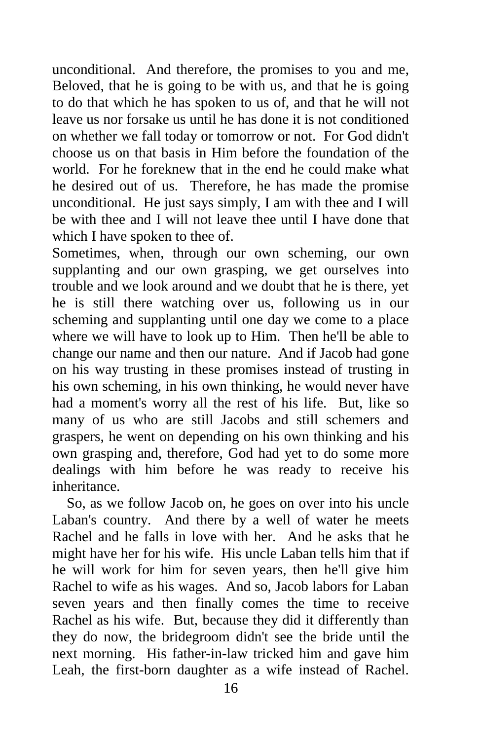unconditional. And therefore, the promises to you and me, Beloved, that he is going to be with us, and that he is going to do that which he has spoken to us of, and that he will not leave us nor forsake us until he has done it is not conditioned on whether we fall today or tomorrow or not. For God didn't choose us on that basis in Him before the foundation of the world. For he foreknew that in the end he could make what he desired out of us. Therefore, he has made the promise unconditional. He just says simply, I am with thee and I will be with thee and I will not leave thee until I have done that which I have spoken to thee of.

Sometimes, when, through our own scheming, our own supplanting and our own grasping, we get ourselves into trouble and we look around and we doubt that he is there, yet he is still there watching over us, following us in our scheming and supplanting until one day we come to a place where we will have to look up to Him. Then he'll be able to change our name and then our nature. And if Jacob had gone on his way trusting in these promises instead of trusting in his own scheming, in his own thinking, he would never have had a moment's worry all the rest of his life. But, like so many of us who are still Jacobs and still schemers and graspers, he went on depending on his own thinking and his own grasping and, therefore, God had yet to do some more dealings with him before he was ready to receive his inheritance.

So, as we follow Jacob on, he goes on over into his uncle Laban's country. And there by a well of water he meets Rachel and he falls in love with her. And he asks that he might have her for his wife. His uncle Laban tells him that if he will work for him for seven years, then he'll give him Rachel to wife as his wages. And so, Jacob labors for Laban seven years and then finally comes the time to receive Rachel as his wife. But, because they did it differently than they do now, the bridegroom didn't see the bride until the next morning. His father-in-law tricked him and gave him Leah, the first-born daughter as a wife instead of Rachel.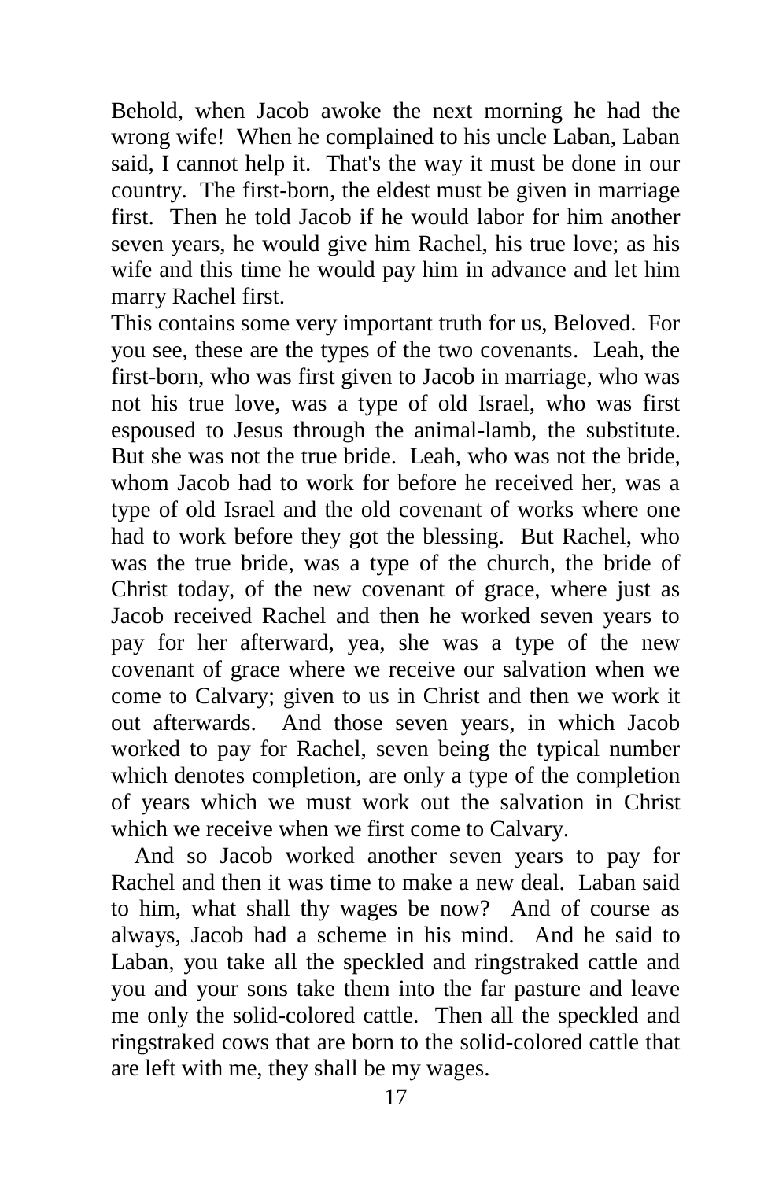Behold, when Jacob awoke the next morning he had the wrong wife! When he complained to his uncle Laban, Laban said, I cannot help it. That's the way it must be done in our country. The first-born, the eldest must be given in marriage first. Then he told Jacob if he would labor for him another seven years, he would give him Rachel, his true love; as his wife and this time he would pay him in advance and let him marry Rachel first.

This contains some very important truth for us, Beloved. For you see, these are the types of the two covenants. Leah, the first-born, who was first given to Jacob in marriage, who was not his true love, was a type of old Israel, who was first espoused to Jesus through the animal-lamb, the substitute. But she was not the true bride. Leah, who was not the bride, whom Jacob had to work for before he received her, was a type of old Israel and the old covenant of works where one had to work before they got the blessing. But Rachel, who was the true bride, was a type of the church, the bride of Christ today, of the new covenant of grace, where just as Jacob received Rachel and then he worked seven years to pay for her afterward, yea, she was a type of the new covenant of grace where we receive our salvation when we come to Calvary; given to us in Christ and then we work it out afterwards. And those seven years, in which Jacob worked to pay for Rachel, seven being the typical number which denotes completion, are only a type of the completion of years which we must work out the salvation in Christ which we receive when we first come to Calvary.

And so Jacob worked another seven years to pay for Rachel and then it was time to make a new deal. Laban said to him, what shall thy wages be now? And of course as always, Jacob had a scheme in his mind. And he said to Laban, you take all the speckled and ringstraked cattle and you and your sons take them into the far pasture and leave me only the solid-colored cattle. Then all the speckled and ringstraked cows that are born to the solid-colored cattle that are left with me, they shall be my wages.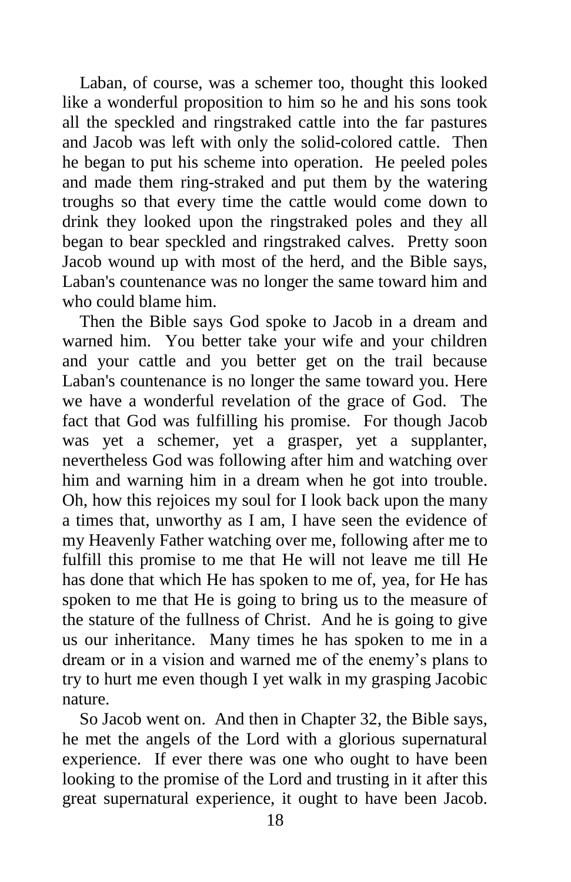Laban, of course, was a schemer too, thought this looked like a wonderful proposition to him so he and his sons took all the speckled and ringstraked cattle into the far pastures and Jacob was left with only the solid-colored cattle. Then he began to put his scheme into operation. He peeled poles and made them ring-straked and put them by the watering troughs so that every time the cattle would come down to drink they looked upon the ringstraked poles and they all began to bear speckled and ringstraked calves. Pretty soon Jacob wound up with most of the herd, and the Bible says, Laban's countenance was no longer the same toward him and who could blame him.

Then the Bible says God spoke to Jacob in a dream and warned him. You better take your wife and your children and your cattle and you better get on the trail because Laban's countenance is no longer the same toward you. Here we have a wonderful revelation of the grace of God. The fact that God was fulfilling his promise. For though Jacob was yet a schemer, yet a grasper, yet a supplanter, nevertheless God was following after him and watching over him and warning him in a dream when he got into trouble. Oh, how this rejoices my soul for I look back upon the many a times that, unworthy as I am, I have seen the evidence of my Heavenly Father watching over me, following after me to fulfill this promise to me that He will not leave me till He has done that which He has spoken to me of, yea, for He has spoken to me that He is going to bring us to the measure of the stature of the fullness of Christ. And he is going to give us our inheritance. Many times he has spoken to me in a dream or in a vision and warned me of the enemy's plans to try to hurt me even though I yet walk in my grasping Jacobic nature.

So Jacob went on. And then in Chapter 32, the Bible says, he met the angels of the Lord with a glorious supernatural experience. If ever there was one who ought to have been looking to the promise of the Lord and trusting in it after this great supernatural experience, it ought to have been Jacob.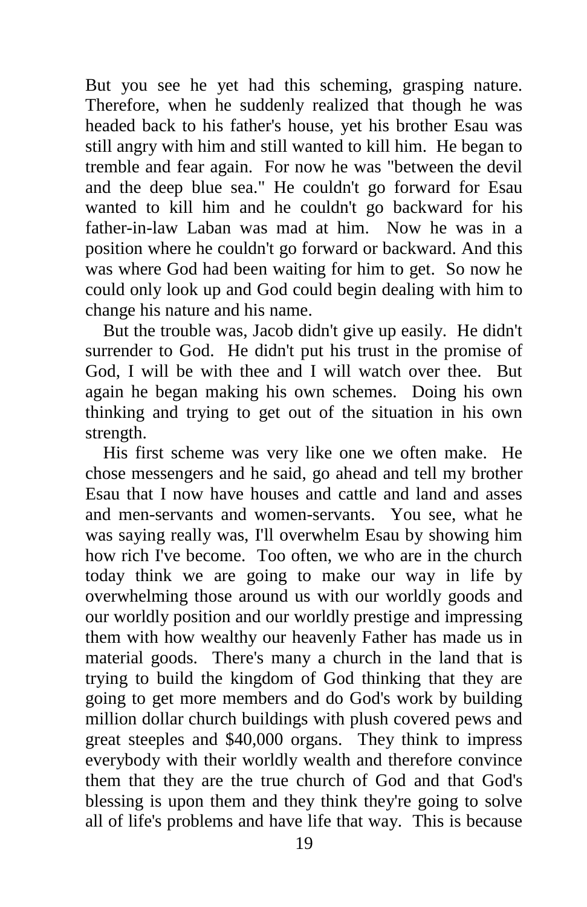But you see he yet had this scheming, grasping nature. Therefore, when he suddenly realized that though he was headed back to his father's house, yet his brother Esau was still angry with him and still wanted to kill him. He began to tremble and fear again. For now he was "between the devil and the deep blue sea." He couldn't go forward for Esau wanted to kill him and he couldn't go backward for his father-in-law Laban was mad at him. Now he was in a position where he couldn't go forward or backward. And this was where God had been waiting for him to get. So now he could only look up and God could begin dealing with him to change his nature and his name.

But the trouble was, Jacob didn't give up easily. He didn't surrender to God. He didn't put his trust in the promise of God, I will be with thee and I will watch over thee. But again he began making his own schemes. Doing his own thinking and trying to get out of the situation in his own strength.

His first scheme was very like one we often make. He chose messengers and he said, go ahead and tell my brother Esau that I now have houses and cattle and land and asses and men-servants and women-servants. You see, what he was saying really was, I'll overwhelm Esau by showing him how rich I've become. Too often, we who are in the church today think we are going to make our way in life by overwhelming those around us with our worldly goods and our worldly position and our worldly prestige and impressing them with how wealthy our heavenly Father has made us in material goods. There's many a church in the land that is trying to build the kingdom of God thinking that they are going to get more members and do God's work by building million dollar church buildings with plush covered pews and great steeples and $40,000 organs. They think to impress everybody with their worldly wealth and therefore convince them that they are the true church of God and that God's blessing is upon them and they think they're going to solve all of life's problems and have life that way. This is because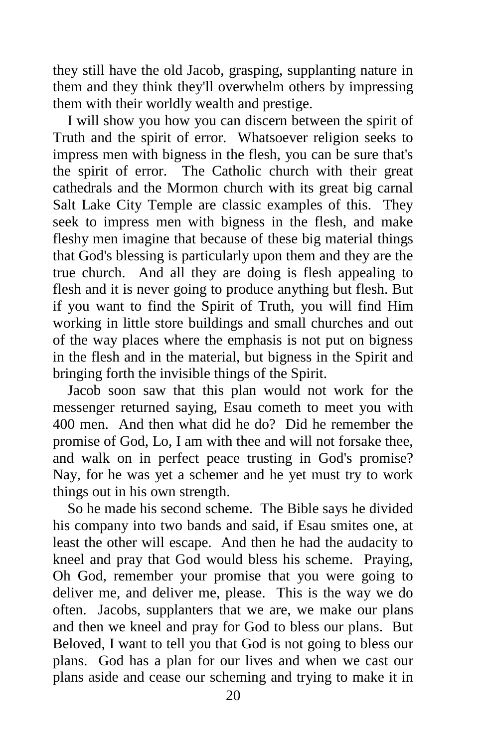they still have the old Jacob, grasping, supplanting nature in them and they think they'll overwhelm others by impressing them with their worldly wealth and prestige.

I will show you how you can discern between the spirit of Truth and the spirit of error. Whatsoever religion seeks to impress men with bigness in the flesh, you can be sure that's the spirit of error. The Catholic church with their great cathedrals and the Mormon church with its great big carnal Salt Lake City Temple are classic examples of this. They seek to impress men with bigness in the flesh, and make fleshy men imagine that because of these big material things that God's blessing is particularly upon them and they are the true church. And all they are doing is flesh appealing to flesh and it is never going to produce anything but flesh. But if you want to find the Spirit of Truth, you will find Him working in little store buildings and small churches and out of the way places where the emphasis is not put on bigness in the flesh and in the material, but bigness in the Spirit and bringing forth the invisible things of the Spirit.

Jacob soon saw that this plan would not work for the messenger returned saying, Esau cometh to meet you with 400 men. And then what did he do? Did he remember the promise of God, Lo, I am with thee and will not forsake thee, and walk on in perfect peace trusting in God's promise? Nay, for he was yet a schemer and he yet must try to work things out in his own strength.

So he made his second scheme. The Bible says he divided his company into two bands and said, if Esau smites one, at least the other will escape. And then he had the audacity to kneel and pray that God would bless his scheme. Praying, Oh God, remember your promise that you were going to deliver me, and deliver me, please. This is the way we do often. Jacobs, supplanters that we are, we make our plans and then we kneel and pray for God to bless our plans. But Beloved, I want to tell you that God is not going to bless our plans. God has a plan for our lives and when we cast our plans aside and cease our scheming and trying to make it in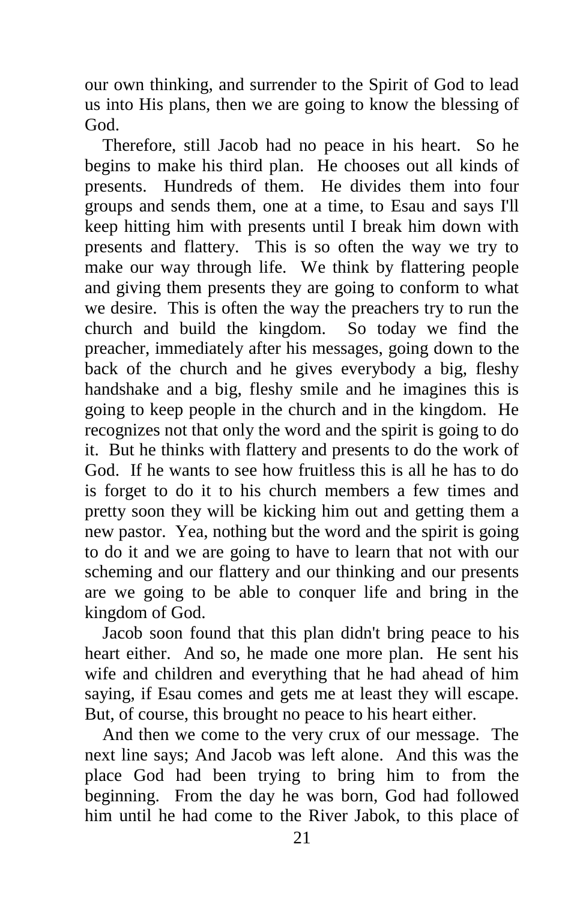our own thinking, and surrender to the Spirit of God to lead us into His plans, then we are going to know the blessing of God.

Therefore, still Jacob had no peace in his heart. So he begins to make his third plan. He chooses out all kinds of presents. Hundreds of them. He divides them into four groups and sends them, one at a time, to Esau and says I'll keep hitting him with presents until I break him down with presents and flattery. This is so often the way we try to make our way through life. We think by flattering people and giving them presents they are going to conform to what we desire. This is often the way the preachers try to run the church and build the kingdom. So today we find the preacher, immediately after his messages, going down to the back of the church and he gives everybody a big, fleshy handshake and a big, fleshy smile and he imagines this is going to keep people in the church and in the kingdom. He recognizes not that only the word and the spirit is going to do it. But he thinks with flattery and presents to do the work of God. If he wants to see how fruitless this is all he has to do is forget to do it to his church members a few times and pretty soon they will be kicking him out and getting them a new pastor. Yea, nothing but the word and the spirit is going to do it and we are going to have to learn that not with our scheming and our flattery and our thinking and our presents are we going to be able to conquer life and bring in the kingdom of God.

Jacob soon found that this plan didn't bring peace to his heart either. And so, he made one more plan. He sent his wife and children and everything that he had ahead of him saying, if Esau comes and gets me at least they will escape. But, of course, this brought no peace to his heart either.

And then we come to the very crux of our message. The next line says; And Jacob was left alone. And this was the place God had been trying to bring him to from the beginning. From the day he was born, God had followed him until he had come to the River Jabok, to this place of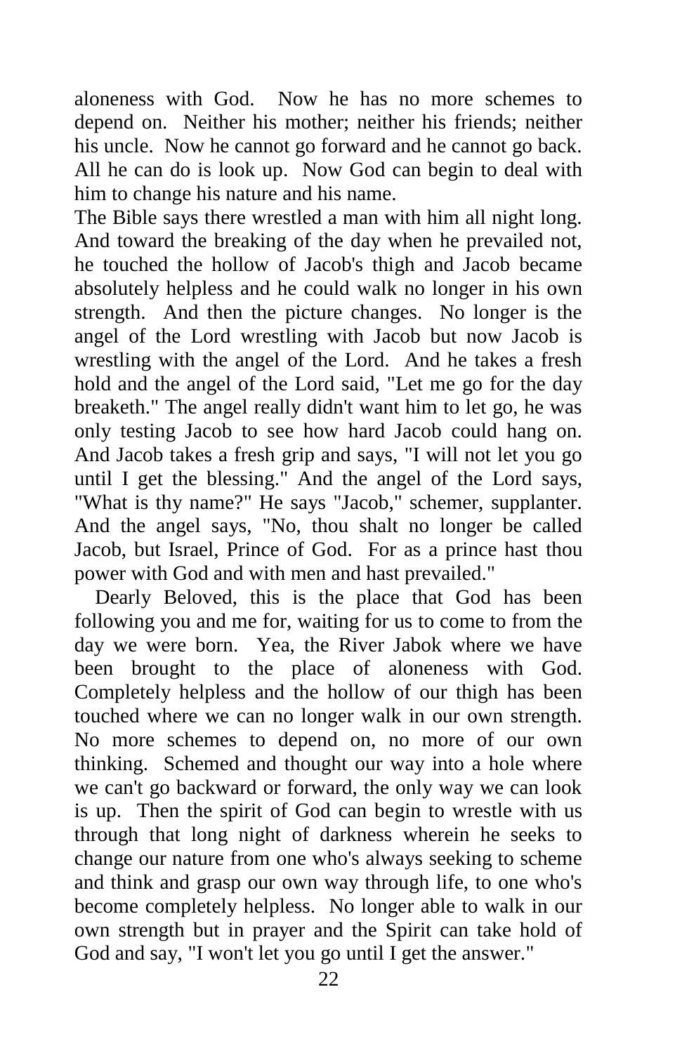aloneness with God. Now he has no more schemes to depend on. Neither his mother; neither his friends; neither his uncle. Now he cannot go forward and he cannot go back. All he can do is look up. Now God can begin to deal with him to change his nature and his name.

The Bible says there wrestled a man with him all night long. And toward the breaking of the day when he prevailed not, he touched the hollow of Jacob's thigh and Jacob became absolutely helpless and he could walk no longer in his own strength. And then the picture changes. No longer is the angel of the Lord wrestling with Jacob but now Jacob is wrestling with the angel of the Lord. And he takes a fresh hold and the angel of the Lord said, "Let me go for the day breaketh." The angel really didn't want him to let go, he was only testing Jacob to see how hard Jacob could hang on. And Jacob takes a fresh grip and says, "I will not let you go until I get the blessing." And the angel of the Lord says, "What is thy name?" He says "Jacob," schemer, supplanter. And the angel says, "No, thou shalt no longer be called Jacob, but Israel, Prince of God. For as a prince hast thou power with God and with men and hast prevailed."

Dearly Beloved, this is the place that God has been following you and me for, waiting for us to come to from the day we were born. Yea, the River Jabok where we have been brought to the place of aloneness with God. Completely helpless and the hollow of our thigh has been touched where we can no longer walk in our own strength. No more schemes to depend on, no more of our own thinking. Schemed and thought our way into a hole where we can't go backward or forward, the only way we can look is up. Then the spirit of God can begin to wrestle with us through that long night of darkness wherein he seeks to change our nature from one who's always seeking to scheme and think and grasp our own way through life, to one who's become completely helpless. No longer able to walk in our own strength but in prayer and the Spirit can take hold of God and say, "I won't let you go until I get the answer."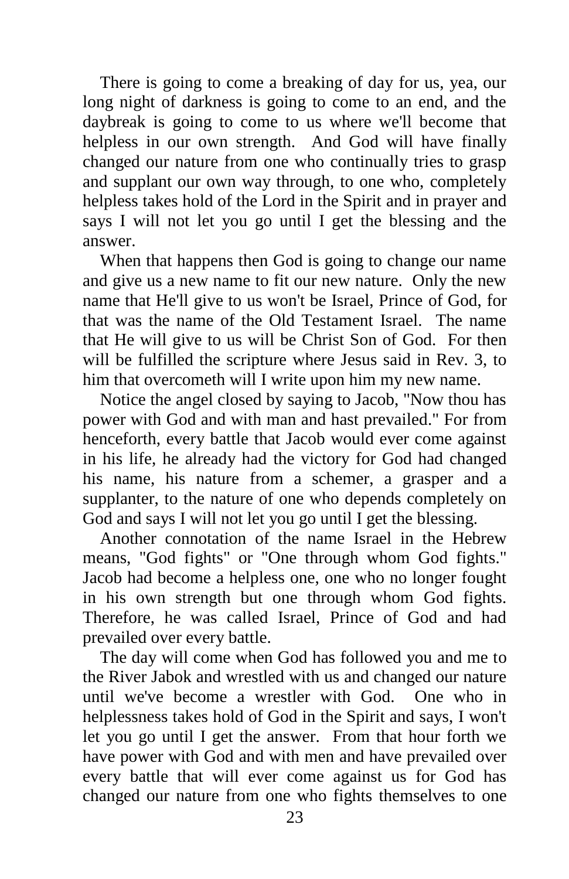There is going to come a breaking of day for us, yea, our long night of darkness is going to come to an end, and the daybreak is going to come to us where we'll become that helpless in our own strength. And God will have finally changed our nature from one who continually tries to grasp and supplant our own way through, to one who, completely helpless takes hold of the Lord in the Spirit and in prayer and says I will not let you go until I get the blessing and the answer.

When that happens then God is going to change our name and give us a new name to fit our new nature. Only the new name that He'll give to us won't be Israel, Prince of God, for that was the name of the Old Testament Israel. The name that He will give to us will be Christ Son of God. For then will be fulfilled the scripture where Jesus said in Rev. 3, to him that overcometh will I write upon him my new name.

Notice the angel closed by saying to Jacob, "Now thou has power with God and with man and hast prevailed." For from henceforth, every battle that Jacob would ever come against in his life, he already had the victory for God had changed his name, his nature from a schemer, a grasper and a supplanter, to the nature of one who depends completely on God and says I will not let you go until I get the blessing.

Another connotation of the name Israel in the Hebrew means, "God fights" or "One through whom God fights." Jacob had become a helpless one, one who no longer fought in his own strength but one through whom God fights. Therefore, he was called Israel, Prince of God and had prevailed over every battle.

The day will come when God has followed you and me to the River Jabok and wrestled with us and changed our nature until we've become a wrestler with God. One who in helplessness takes hold of God in the Spirit and says, I won't let you go until I get the answer. From that hour forth we have power with God and with men and have prevailed over every battle that will ever come against us for God has changed our nature from one who fights themselves to one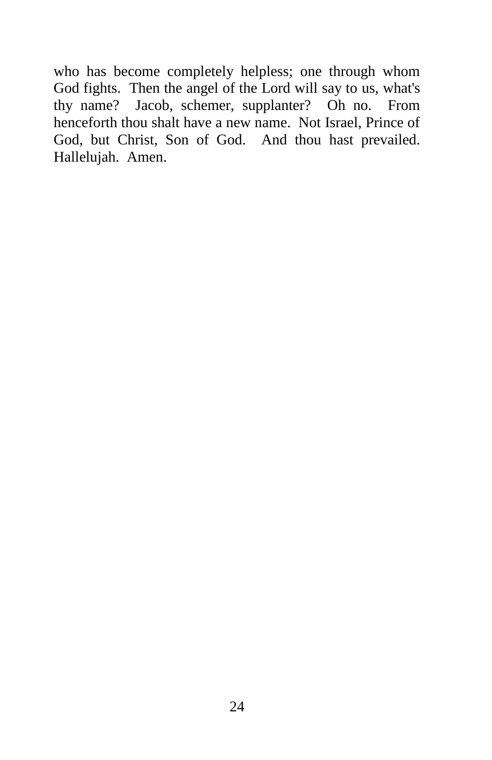who has become completely helpless; one through whom God fights. Then the angel of the Lord will say to us, what's thy name? Jacob, schemer, supplanter? Oh no. From henceforth thou shalt have a new name. Not Israel, Prince of God, but Christ, Son of God. And thou hast prevailed. Hallelujah. Amen.